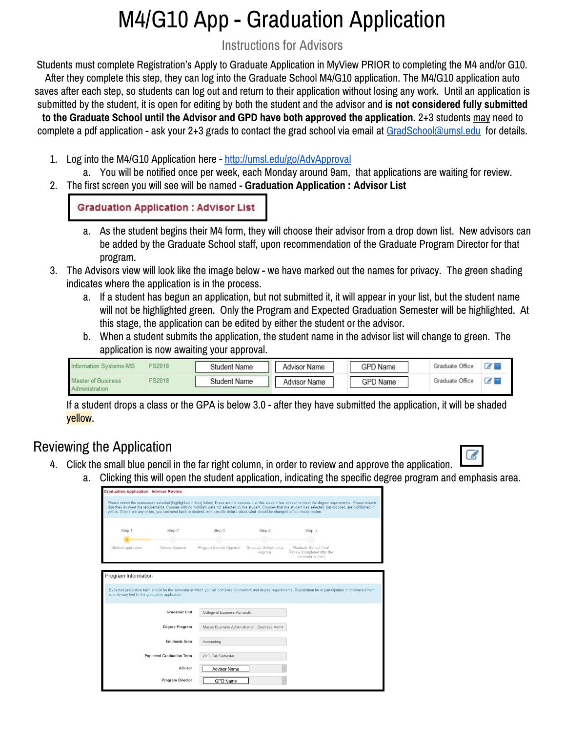# M4/G10 App - Graduation Application

Instructions for Advisors

Students must complete Registration's Apply to Graduate Application in MyView PRIOR to completing the M4 and/or G10. After they complete this step, they can log into the Graduate School M4/G10 application. The M4/G10 application auto saves after each step, so students can log out and return to their application without losing any work. Until an application is submitted by the student, it is open for editing by both the student and the advisor and **is not considered fully submitted to the Graduate School until the Advisor and GPD have both approved the application.** 2+3 students may need to complete a pdf application - ask your 2+3 grads to contact the grad school via email at GradSchool@umsl.edu for details.

1. Log into the M4/G10 Application here - http://umsl.edu/go/AdvApproval
   a. You will be notified once per week, each Monday around 9am, that applications are waiting for review.
2. The first screen you will see will be named - **Graduation Application : Advisor List**

   **Graduation Application : Advisor List**

   a. As the student begins their M4 form, they will choose their advisor from a drop down list. New advisors can be added by the Graduate School staff, upon recommendation of the Graduate Program Director for that program.
3. The Advisors view will look like the image below - we have marked out the names for privacy. The green shading indicates where the application is in the process.
   a. If a student has begun an application, but not submitted it, it will appear in your list, but the student name will not be highlighted green. Only the Program and Expected Graduation Semester will be highlighted. At this stage, the application can be edited by either the student or the advisor.
   b. When a student submits the application, the student name in the advisor list will change to green. The application is now awaiting your approval.

| | | | | | | |
|---|---|---|---|---|---|---|
| Information Systems-MS | FS2018 | Student Name | Advisor Name | GPD Name | Graduate Office | |
| Master of Business Administration | FS2018 | Student Name | Advisor Name | GPD Name | Graduate Office | |

If a student drops a class or the GPA is below 3.0 - after they have submitted the application, it will be shaded yellow.

## Reviewing the Application

4. Click the small blue pencil in the far right column, in order to review and approve the application.
   a. Clicking this will open the student application, indicating the specific degree program and emphasis area.

**Graduation Application : Advisor Review**

Please review the coursework selected (highlighted in blue) below. These are the courses that this student has chosen to meet the degree requirements. Please ensure that they do meet the requirements. Courses with no highlight were not selected by the student. Courses that the student has selected, but dropped, are highlighted in yellow. If there are any errors, you can send back to student, with specific details about what should be changed before resubmission.

| Step 1 | Step 2 | Step 3 | Step 4 | Step 5 |
|---|---|---|---|---|
| Student application | Advisor Approval | Program Director Approval | Graduate School Initial Approval | Graduate School Final Review (completed after the semester is over) |

**Program Information**

Expected graduation term should be the semester in which you will complete coursework and degree requirements. Registration for or participation in commencement is in no way tied to the graduation application.

| | |
|---|---|
| Academic Unit | College of Business Adminstrtn |
| Degree Program | Master Business Administration - Business Admin |
| Emphasis Area | Accounting |
| Expected Graduation Term | 2018 Fall Semester |
| Advisor | Advisor Name |
| Program Director | GPD Name |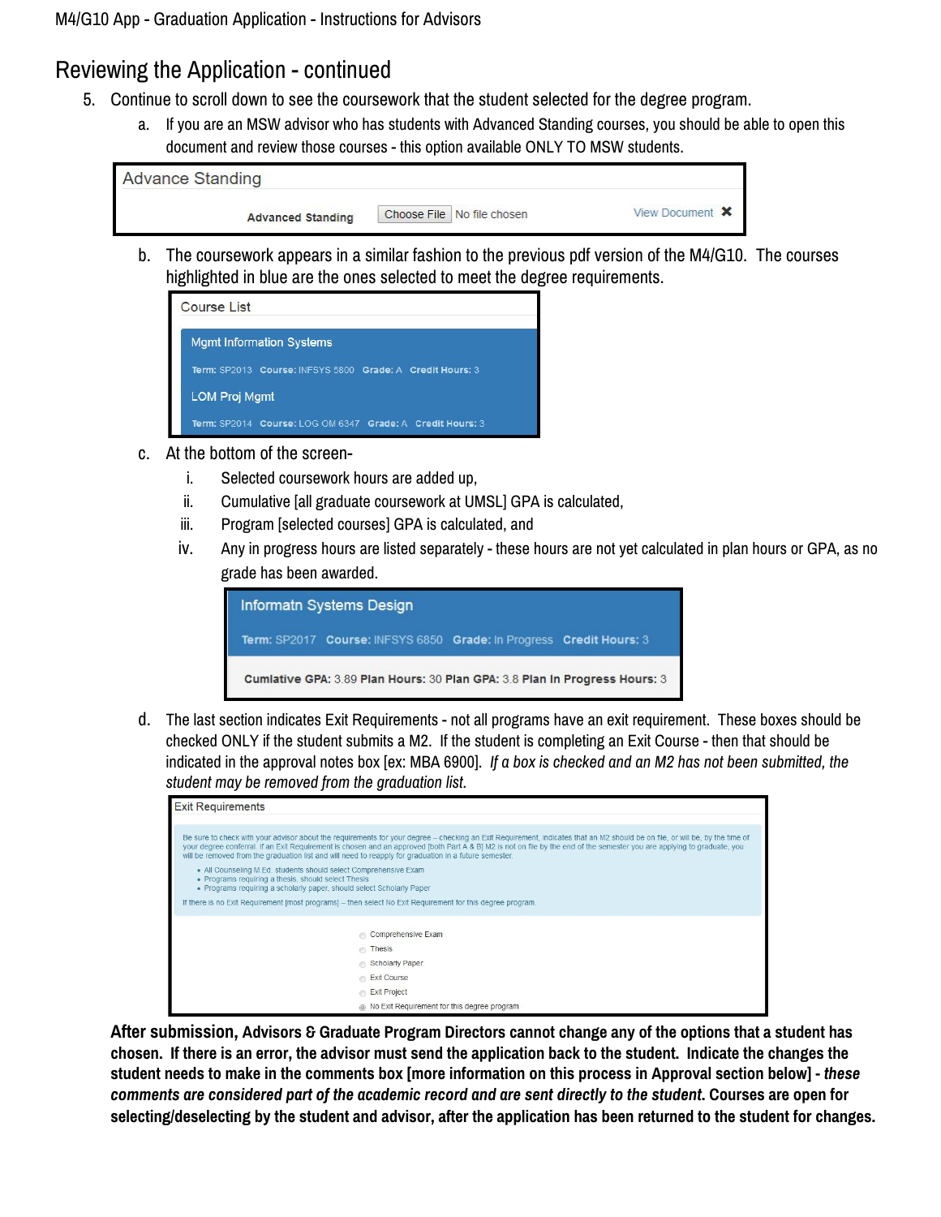## Reviewing the Application - continued

5. Continue to scroll down to see the coursework that the student selected for the degree program.
   a. If you are an MSW advisor who has students with Advanced Standing courses, you should be able to open this document and review those courses - this option available ONLY TO MSW students.

Advance Standing

Advanced Standing | Choose File | No file chosen | View Document ✖

   b. The coursework appears in a similar fashion to the previous pdf version of the M4/G10. The courses highlighted in blue are the ones selected to meet the degree requirements.

Course List

Mgmt Information Systems
Term: SP2013 Course: INFSYS 5800 Grade: A Credit Hours: 3

LOM Proj Mgmt
Term: SP2014 Course: LOG OM 6347 Grade: A Credit Hours: 3

   c. At the bottom of the screen-
      i. Selected coursework hours are added up,
      ii. Cumulative [all graduate coursework at UMSL] GPA is calculated,
      iii. Program [selected courses] GPA is calculated, and
      iv. Any in progress hours are listed separately - these hours are not yet calculated in plan hours or GPA, as no grade has been awarded.

Informatn Systems Design
Term: SP2017 Course: INFSYS 6850 Grade: In Progress Credit Hours: 3

Cumlative GPA: 3.89 Plan Hours: 30 Plan GPA: 3.8 Plan In Progress Hours: 3

   d. The last section indicates Exit Requirements - not all programs have an exit requirement. These boxes should be checked ONLY if the student submits a M2. If the student is completing an Exit Course - then that should be indicated in the approval notes box [ex: MBA 6900]. *If a box is checked and an M2 has not been submitted, the student may be removed from the graduation list.*

Exit Requirements

Be sure to check with your advisor about the requirements for your degree – checking an Exit Requirement, indicates that an M2 should be on file, or will be, by the time of your degree conferral. If an Exit Requirement is chosen and an approved [both Part A & B] M2 is not on file by the end of the semester you are applying to graduate, you will be removed from the graduation list and will need to reapply for graduation in a future semester.

- All Counseling M.Ed. students should select Comprehensive Exam
- Programs requiring a thesis, should select Thesis
- Programs requiring a scholarly paper, should select Scholarly Paper

If there is no Exit Requirement [most programs] – then select No Exit Requirement for this degree program.

- ○ Comprehensive Exam
- ○ Thesis
- ○ Scholarly Paper
- ○ Exit Course
- ○ Exit Project
- ◉ No Exit Requirement for this degree program

**After submission, Advisors & Graduate Program Directors cannot change any of the options that a student has chosen. If there is an error, the advisor must send the application back to the student. Indicate the changes the student needs to make in the comments box [more information on this process in Approval section below] - *these comments are considered part of the academic record and are sent directly to the student.* Courses are open for selecting/deselecting by the student and advisor, after the application has been returned to the student for changes.**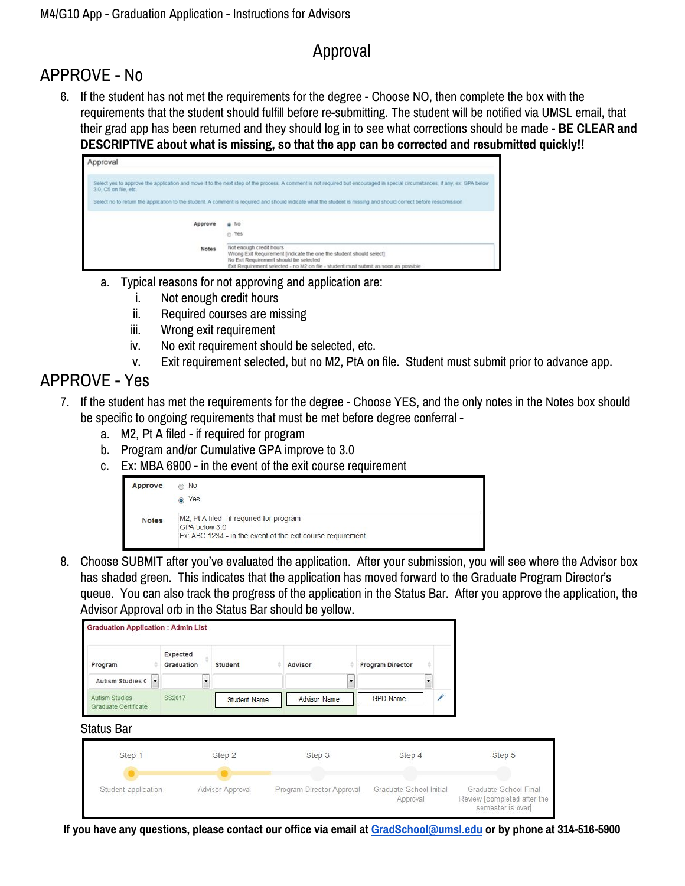## Approval

## APPROVE - No

6. If the student has not met the requirements for the degree - Choose NO, then complete the box with the requirements that the student should fulfill before re-submitting. The student will be notified via UMSL email, that their grad app has been returned and they should log in to see what corrections should be made - **BE CLEAR and DESCRIPTIVE about what is missing, so that the app can be corrected and resubmitted quickly!!**

Approval

Select yes to approve the application and move it to the next step of the process. A comment is not required but encouraged in special circumstances, if any, ex: GPA below 3.0, C5 on file, etc.

Select no to return the application to the student. A comment is required and should indicate what the student is missing and should correct before resubmission

Approve ◉ No ○ Yes

Notes
Not enough credit hours
Wrong Exit Requirement [indicate the one the student should select]
No Exit Requirement should be selected
Exit Requirement selected - no M2 on file - student must submit as soon as possible

   a. Typical reasons for not approving and application are:
      i. Not enough credit hours
      ii. Required courses are missing
      iii. Wrong exit requirement
      iv. No exit requirement should be selected, etc.
      v. Exit requirement selected, but no M2, PtA on file. Student must submit prior to advance app.

## APPROVE - Yes

7. If the student has met the requirements for the degree - Choose YES, and the only notes in the Notes box should be specific to ongoing requirements that must be met before degree conferral -
   a. M2, Pt A filed - if required for program
   b. Program and/or Cumulative GPA improve to 3.0
   c. Ex: MBA 6900 - in the event of the exit course requirement

Approve ○ No ◉ Yes

Notes
M2, Pt A filed - if required for program
GPA below 3.0
Ex: ABC 1234 - in the event of the exit course requirement

8. Choose SUBMIT after you've evaluated the application. After your submission, you will see where the Advisor box has shaded green. This indicates that the application has moved forward to the Graduate Program Director's queue. You can also track the progress of the application in the Status Bar. After you approve the application, the Advisor Approval orb in the Status Bar should be yellow.

Graduation Application : Admin List

| Program | Expected Graduation | Student | Advisor | Program Director |
|---|---|---|---|---|
| Autism Studies Graduate Certificate | SS2017 | Student Name | Advisor Name | GPD Name |

Status Bar

Step 1 – Student application
Step 2 – Advisor Approval
Step 3 – Program Director Approval
Step 4 – Graduate School Initial Approval
Step 5 – Graduate School Final Review [completed after the semester is over]

**If you have any questions, please contact our office via email at GradSchool@umsl.edu or by phone at 314-516-5900**